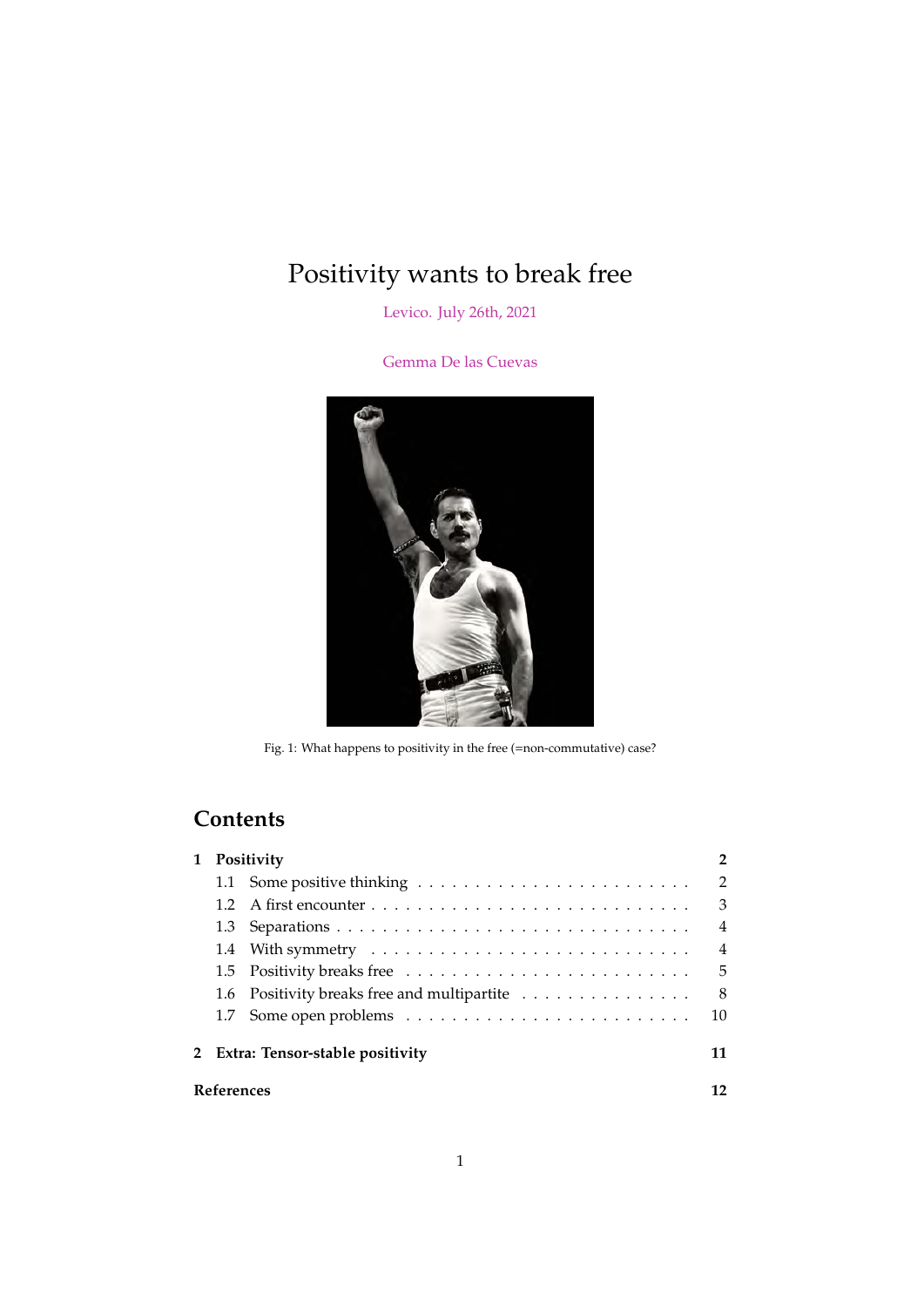# Positivity wants to break free

Levico. July 26th, 2021

Gemma De las Cuevas

Fig. 1: What happens to positivity in the free (=non-commutative) case?

## Contents

**1 Positivity** — **2**
- 1.1 Some positive thinking — 2
- 1.2 A first encounter — 3
- 1.3 Separations — 4
- 1.4 With symmetry — 4
- 1.5 Positivity breaks free — 5
- 1.6 Positivity breaks free and multipartite — 8
- 1.7 Some open problems — 10

**2 Extra: Tensor-stable positivity** — **11**

**References** — **12**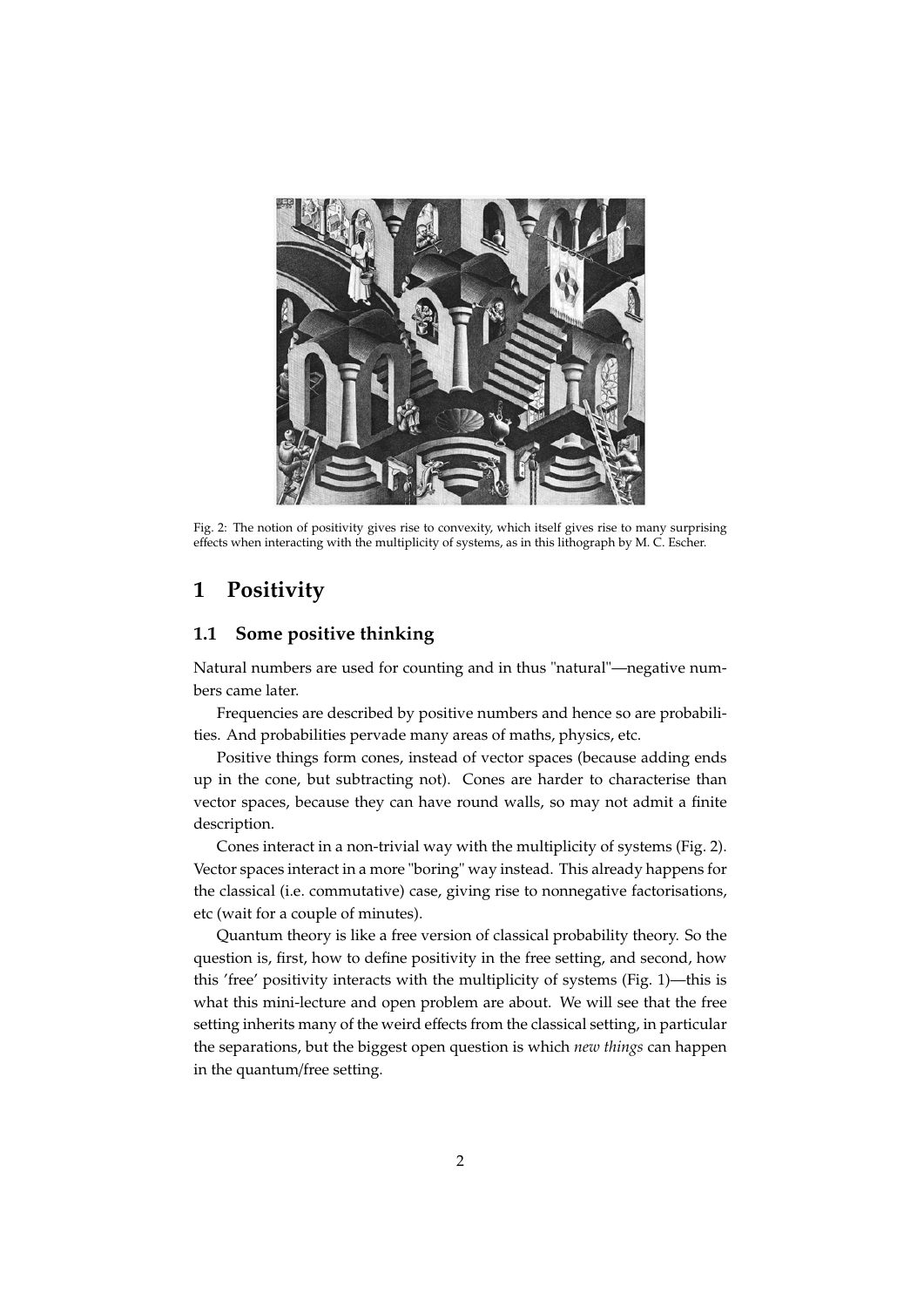Fig. 2: The notion of positivity gives rise to convexity, which itself gives rise to many surprising effects when interacting with the multiplicity of systems, as in this lithograph by M. C. Escher.

# 1 Positivity

## 1.1 Some positive thinking

Natural numbers are used for counting and in thus "natural"—negative numbers came later.

Frequencies are described by positive numbers and hence so are probabilities. And probabilities pervade many areas of maths, physics, etc.

Positive things form cones, instead of vector spaces (because adding ends up in the cone, but subtracting not). Cones are harder to characterise than vector spaces, because they can have round walls, so may not admit a finite description.

Cones interact in a non-trivial way with the multiplicity of systems (Fig. 2). Vector spaces interact in a more "boring" way instead. This already happens for the classical (i.e. commutative) case, giving rise to nonnegative factorisations, etc (wait for a couple of minutes).

Quantum theory is like a free version of classical probability theory. So the question is, first, how to define positivity in the free setting, and second, how this 'free' positivity interacts with the multiplicity of systems (Fig. 1)—this is what this mini-lecture and open problem are about. We will see that the free setting inherits many of the weird effects from the classical setting, in particular the separations, but the biggest open question is which *new things* can happen in the quantum/free setting.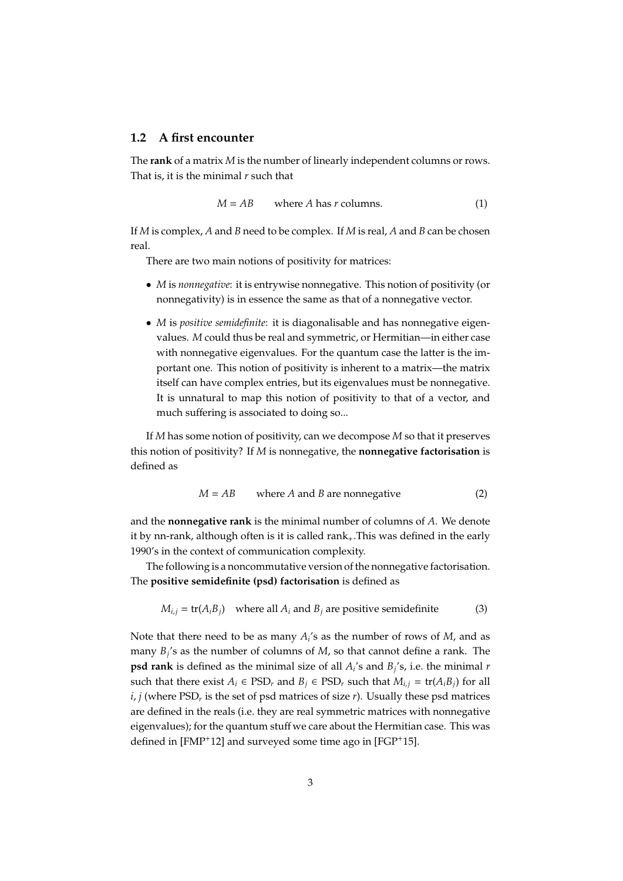### 1.2 A first encounter

The **rank** of a matrix $M$ is the number of linearly independent columns or rows. That is, it is the minimal $r$ such that

$$M = AB \qquad \text{where } A \text{ has } r \text{ columns.} \tag{1}$$

If $M$ is complex, $A$ and $B$ need to be complex. If $M$ is real, $A$ and $B$ can be chosen real.

There are two main notions of positivity for matrices:

- $M$ is *nonnegative*: it is entrywise nonnegative. This notion of positivity (or nonnegativity) is in essence the same as that of a nonnegative vector.
- $M$ is *positive semidefinite*: it is diagonalisable and has nonnegative eigenvalues. $M$ could thus be real and symmetric, or Hermitian—in either case with nonnegative eigenvalues. For the quantum case the latter is the important one. This notion of positivity is inherent to a matrix—the matrix itself can have complex entries, but its eigenvalues must be nonnegative. It is unnatural to map this notion of positivity to that of a vector, and much suffering is associated to doing so...

If $M$ has some notion of positivity, can we decompose $M$ so that it preserves this notion of positivity? If $M$ is nonnegative, the **nonnegative factorisation** is defined as

$$M = AB \qquad \text{where } A \text{ and } B \text{ are nonnegative} \tag{2}$$

and the **nonnegative rank** is the minimal number of columns of $A$. We denote it by nn-rank, although often is it is called $\text{rank}_+$.This was defined in the early 1990's in the context of communication complexity.

The following is a noncommutative version of the nonnegative factorisation. The **positive semidefinite (psd) factorisation** is defined as

$$M_{i,j} = \text{tr}(A_i B_j) \quad \text{where all } A_i \text{ and } B_j \text{ are positive semidefinite} \tag{3}$$

Note that there need to be as many $A_i$'s as the number of rows of $M$, and as many $B_j$'s as the number of columns of $M$, so that cannot define a rank. The **psd rank** is defined as the minimal size of all $A_i$'s and $B_j$'s, i.e. the minimal $r$ such that there exist $A_i \in \text{PSD}_r$ and $B_j \in \text{PSD}_r$ such that $M_{i,j} = \text{tr}(A_i B_j)$ for all $i, j$ (where $\text{PSD}_r$ is the set of psd matrices of size $r$). Usually these psd matrices are defined in the reals (i.e. they are real symmetric matrices with nonnegative eigenvalues); for the quantum stuff we care about the Hermitian case. This was defined in [FMP+12] and surveyed some time ago in [FGP+15].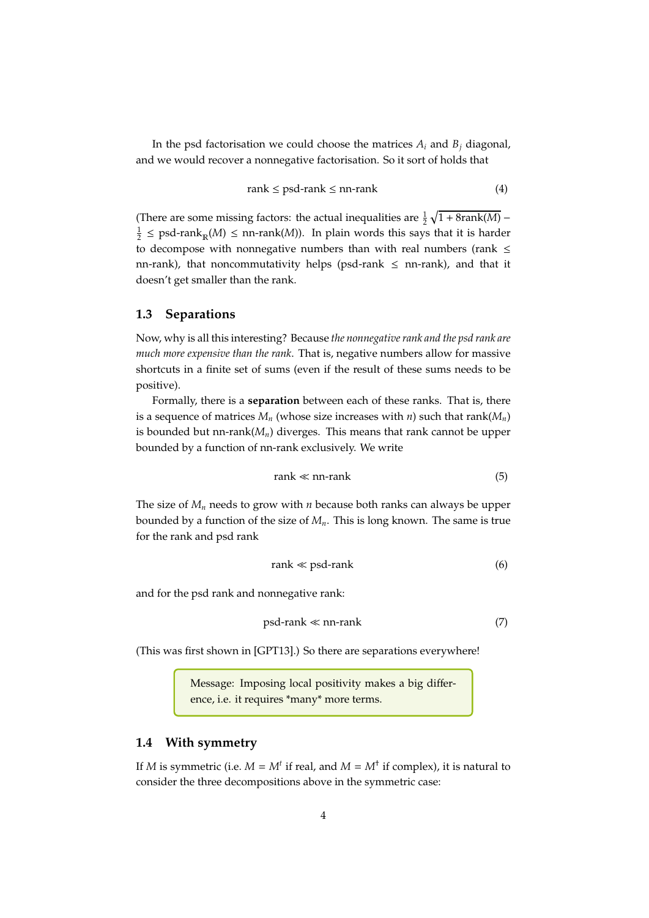In the psd factorisation we could choose the matrices $A_i$ and $B_j$ diagonal, and we would recover a nonnegative factorisation. So it sort of holds that

$$\text{rank} \leq \text{psd-rank} \leq \text{nn-rank} \tag{4}$$

(There are some missing factors: the actual inequalities are $\frac{1}{2}\sqrt{1+8\text{rank}(M)} - \frac{1}{2} \leq \text{psd-rank}_{\mathbb{R}}(M) \leq \text{nn-rank}(M)$). In plain words this says that it is harder to decompose with nonnegative numbers than with real numbers (rank $\leq$ nn-rank), that noncommutativity helps (psd-rank $\leq$ nn-rank), and that it doesn't get smaller than the rank.

## 1.3 Separations

Now, why is all this interesting? Because *the nonnegative rank and the psd rank are much more expensive than the rank*. That is, negative numbers allow for massive shortcuts in a finite set of sums (even if the result of these sums needs to be positive).

Formally, there is a **separation** between each of these ranks. That is, there is a sequence of matrices $M_n$ (whose size increases with $n$) such that rank($M_n$) is bounded but nn-rank($M_n$) diverges. This means that rank cannot be upper bounded by a function of nn-rank exclusively. We write

$$\text{rank} \ll \text{nn-rank} \tag{5}$$

The size of $M_n$ needs to grow with $n$ because both ranks can always be upper bounded by a function of the size of $M_n$. This is long known. The same is true for the rank and psd rank

$$\text{rank} \ll \text{psd-rank} \tag{6}$$

and for the psd rank and nonnegative rank:

$$\text{psd-rank} \ll \text{nn-rank} \tag{7}$$

(This was first shown in [GPT13].) So there are separations everywhere!

> Message: Imposing local positivity makes a big difference, i.e. it requires *many* more terms.

## 1.4 With symmetry

If $M$ is symmetric (i.e. $M = M^t$ if real, and $M = M^\dagger$ if complex), it is natural to consider the three decompositions above in the symmetric case: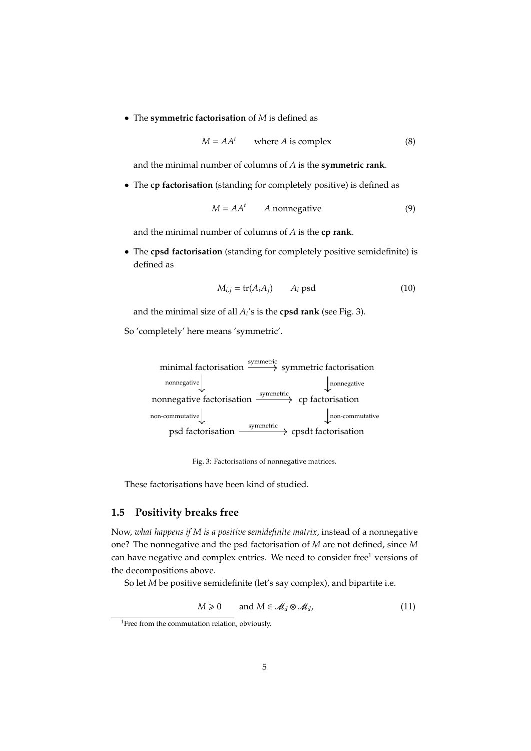- The **symmetric factorisation** of $M$ is defined as

$$M = AA^t \qquad \text{where } A \text{ is complex} \tag{8}$$

and the minimal number of columns of $A$ is the **symmetric rank**.

- The **cp factorisation** (standing for completely positive) is defined as

$$M = AA^t \qquad A \text{ nonnegative} \tag{9}$$

and the minimal number of columns of $A$ is the **cp rank**.

- The **cpsd factorisation** (standing for completely positive semidefinite) is defined as

$$M_{i,j} = \text{tr}(A_i A_j) \qquad A_i \text{ psd} \tag{10}$$

and the minimal size of all $A_i$'s is the **cpsd rank** (see Fig. 3).

So 'completely' here means 'symmetric'.

$$\begin{array}{ccc}
\text{minimal factorisation} & \xrightarrow{\text{symmetric}} & \text{symmetric factorisation} \\
\downarrow{\scriptstyle\text{nonnegative}} & & \downarrow{\scriptstyle\text{nonnegative}} \\
\text{nonnegative factorisation} & \xrightarrow{\text{symmetric}} & \text{cp factorisation} \\
\downarrow{\scriptstyle\text{non-commutative}} & & \downarrow{\scriptstyle\text{non-commutative}} \\
\text{psd factorisation} & \xrightarrow{\text{symmetric}} & \text{cpsdt factorisation}
\end{array}$$

Fig. 3: Factorisations of nonnegative matrices.

These factorisations have been kind of studied.

## 1.5 Positivity breaks free

Now, *what happens if M is a positive semidefinite matrix*, instead of a nonnegative one? The nonnegative and the psd factorisation of $M$ are not defined, since $M$ can have negative and complex entries. We need to consider free[1] versions of the decompositions above.

So let $M$ be positive semidefinite (let's say complex), and bipartite i.e.

$$M \geqslant 0 \qquad \text{and } M \in \mathcal{M}_d \otimes \mathcal{M}_d, \tag{11}$$

[1] Free from the commutation relation, obviously.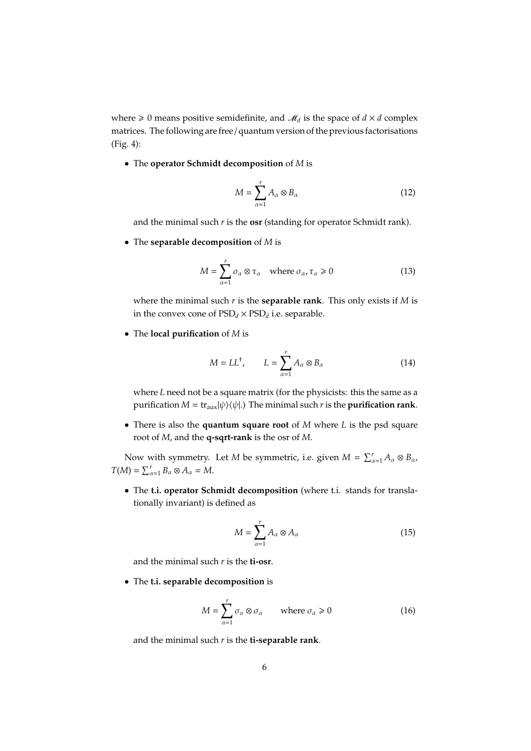where $\geqslant 0$ means positive semidefinite, and $\mathscr{M}_d$ is the space of $d \times d$ complex matrices. The following are free / quantum version of the previous factorisations (Fig. 4):

- The **operator Schmidt decomposition** of $M$ is

$$M = \sum_{\alpha=1}^{r} A_\alpha \otimes B_\alpha \tag{12}$$

  and the minimal such $r$ is the **osr** (standing for operator Schmidt rank).

- The **separable decomposition** of $M$ is

$$M = \sum_{\alpha=1}^{r} \sigma_\alpha \otimes \tau_\alpha \quad \text{where } \sigma_\alpha, \tau_\alpha \geqslant 0 \tag{13}$$

  where the minimal such $r$ is the **separable rank**. This only exists if $M$ is in the convex cone of $\mathrm{PSD}_d \times \mathrm{PSD}_d$ i.e. separable.

- The **local purification** of $M$ is

$$M = LL^\dagger, \qquad L = \sum_{\alpha=1}^{r} A_\alpha \otimes B_\alpha \tag{14}$$

  where $L$ need not be a square matrix (for the physicists: this the same as a purification $M = \mathrm{tr}_{\mathrm{aux}}|\psi\rangle\langle\psi|$.) The minimal such $r$ is the **purification rank**.

- There is also the **quantum square root** of $M$ where $L$ is the psd square root of $M$, and the **q-sqrt-rank** is the osr of $M$.

Now with symmetry. Let $M$ be symmetric, i.e. given $M = \sum_{\alpha=1}^{r} A_\alpha \otimes B_\alpha$, $T(M) = \sum_{\alpha=1}^{r} B_\alpha \otimes A_\alpha = M$.

- The **t.i. operator Schmidt decomposition** (where t.i. stands for translationally invariant) is defined as

$$M = \sum_{\alpha=1}^{r} A_\alpha \otimes A_\alpha \tag{15}$$

  and the minimal such $r$ is the **ti-osr**.

- The **t.i. separable decomposition** is

$$M = \sum_{\alpha=1}^{r} \sigma_\alpha \otimes \sigma_\alpha \qquad \text{where } \sigma_\alpha \geqslant 0 \tag{16}$$

  and the minimal such $r$ is the **ti-separable rank**.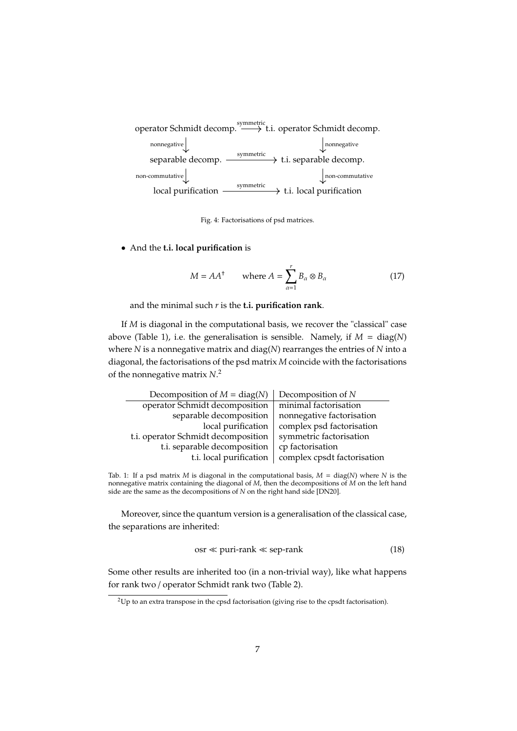$$
\begin{array}{ccc}
\text{operator Schmidt decomp.} & \xrightarrow{\text{symmetric}} & \text{t.i. operator Schmidt decomp.} \\
\Big\downarrow{\scriptstyle\text{nonnegative}} & & \Big\downarrow{\scriptstyle\text{nonnegative}} \\
\text{separable decomp.} & \xrightarrow{\text{symmetric}} & \text{t.i. separable decomp.} \\
\Big\downarrow{\scriptstyle\text{non-commutative}} & & \Big\downarrow{\scriptstyle\text{non-commutative}} \\
\text{local purification} & \xrightarrow{\text{symmetric}} & \text{t.i. local purification}
\end{array}
$$

Fig. 4: Factorisations of psd matrices.

- And the **t.i. local purification** is

$$M = AA^{\dagger} \qquad \text{where } A = \sum_{\alpha=1}^{r} B_{\alpha} \otimes B_{\alpha} \tag{17}$$

and the minimal such $r$ is the **t.i. purification rank**.

If $M$ is diagonal in the computational basis, we recover the "classical" case above (Table 1), i.e. the generalisation is sensible. Namely, if $M = \text{diag}(N)$ where $N$ is a nonnegative matrix and $\text{diag}(N)$ rearranges the entries of $N$ into a diagonal, the factorisations of the psd matrix $M$ coincide with the factorisations of the nonnegative matrix $N$.[2]

| Decomposition of $M = \text{diag}(N)$ | Decomposition of $N$ |
|---|---|
| operator Schmidt decomposition | minimal factorisation |
| separable decomposition | nonnegative factorisation |
| local purification | complex psd factorisation |
| t.i. operator Schmidt decomposition | symmetric factorisation |
| t.i. separable decomposition | cp factorisation |
| t.i. local purification | complex cpsdt factorisation |

Tab. 1: If a psd matrix $M$ is diagonal in the computational basis, $M = \text{diag}(N)$ where $N$ is the nonnegative matrix containing the diagonal of $M$, then the decompositions of $M$ on the left hand side are the same as the decompositions of $N$ on the right hand side [DN20].

Moreover, since the quantum version is a generalisation of the classical case, the separations are inherited:

$$\text{osr} \ll \text{puri-rank} \ll \text{sep-rank} \tag{18}$$

Some other results are inherited too (in a non-trivial way), like what happens for rank two / operator Schmidt rank two (Table 2).

[2] Up to an extra transpose in the cpsd factorisation (giving rise to the cpsdt factorisation).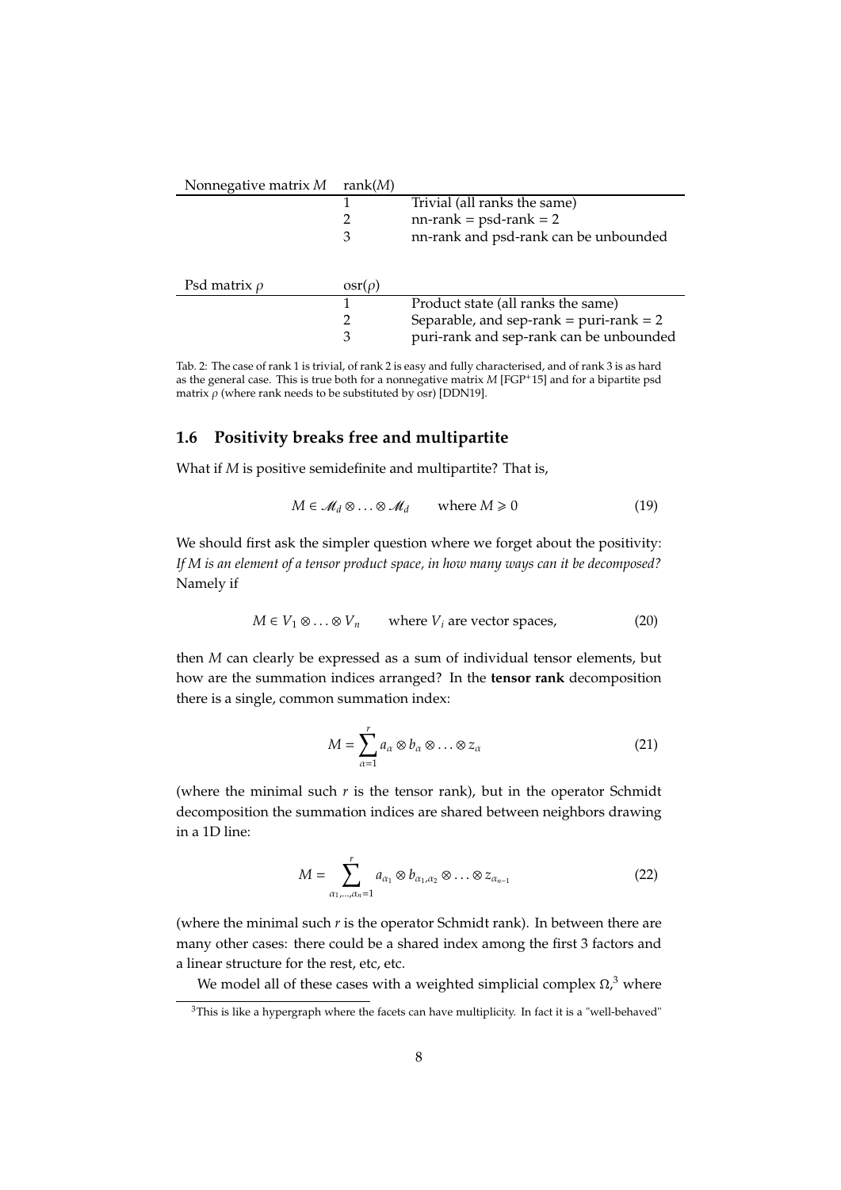| Nonnegative matrix $M$ | rank($M$) | |
|---|---|---|
| | 1 | Trivial (all ranks the same) |
| | 2 | nn-rank = psd-rank = 2 |
| | 3 | nn-rank and psd-rank can be unbounded |

| Psd matrix $\rho$ | osr($\rho$) | |
|---|---|---|
| | 1 | Product state (all ranks the same) |
| | 2 | Separable, and sep-rank = puri-rank = 2 |
| | 3 | puri-rank and sep-rank can be unbounded |

Tab. 2: The case of rank 1 is trivial, of rank 2 is easy and fully characterised, and of rank 3 is as hard as the general case. This is true both for a nonnegative matrix $M$ [FGP+15] and for a bipartite psd matrix $\rho$ (where rank needs to be substituted by osr) [DDN19].

## 1.6 Positivity breaks free and multipartite

What if $M$ is positive semidefinite and multipartite? That is,

$$M \in \mathscr{M}_d \otimes \ldots \otimes \mathscr{M}_d \qquad \text{where } M \geqslant 0 \tag{19}$$

We should first ask the simpler question where we forget about the positivity: *If M is an element of a tensor product space, in how many ways can it be decomposed?* Namely if

$$M \in V_1 \otimes \ldots \otimes V_n \qquad \text{where } V_i \text{ are vector spaces,} \tag{20}$$

then $M$ can clearly be expressed as a sum of individual tensor elements, but how are the summation indices arranged? In the **tensor rank** decomposition there is a single, common summation index:

$$M = \sum_{\alpha=1}^{r} a_\alpha \otimes b_\alpha \otimes \ldots \otimes z_\alpha \tag{21}$$

(where the minimal such $r$ is the tensor rank), but in the operator Schmidt decomposition the summation indices are shared between neighbors drawing in a 1D line:

$$M = \sum_{\alpha_1,\ldots,\alpha_n=1}^{r} a_{\alpha_1} \otimes b_{\alpha_1,\alpha_2} \otimes \ldots \otimes z_{\alpha_{n-1}} \tag{22}$$

(where the minimal such $r$ is the operator Schmidt rank). In between there are many other cases: there could be a shared index among the first 3 factors and a linear structure for the rest, etc, etc.

We model all of these cases with a weighted simplicial complex $\Omega$,[3] where

[3] This is like a hypergraph where the facets can have multiplicity. In fact it is a "well-behaved"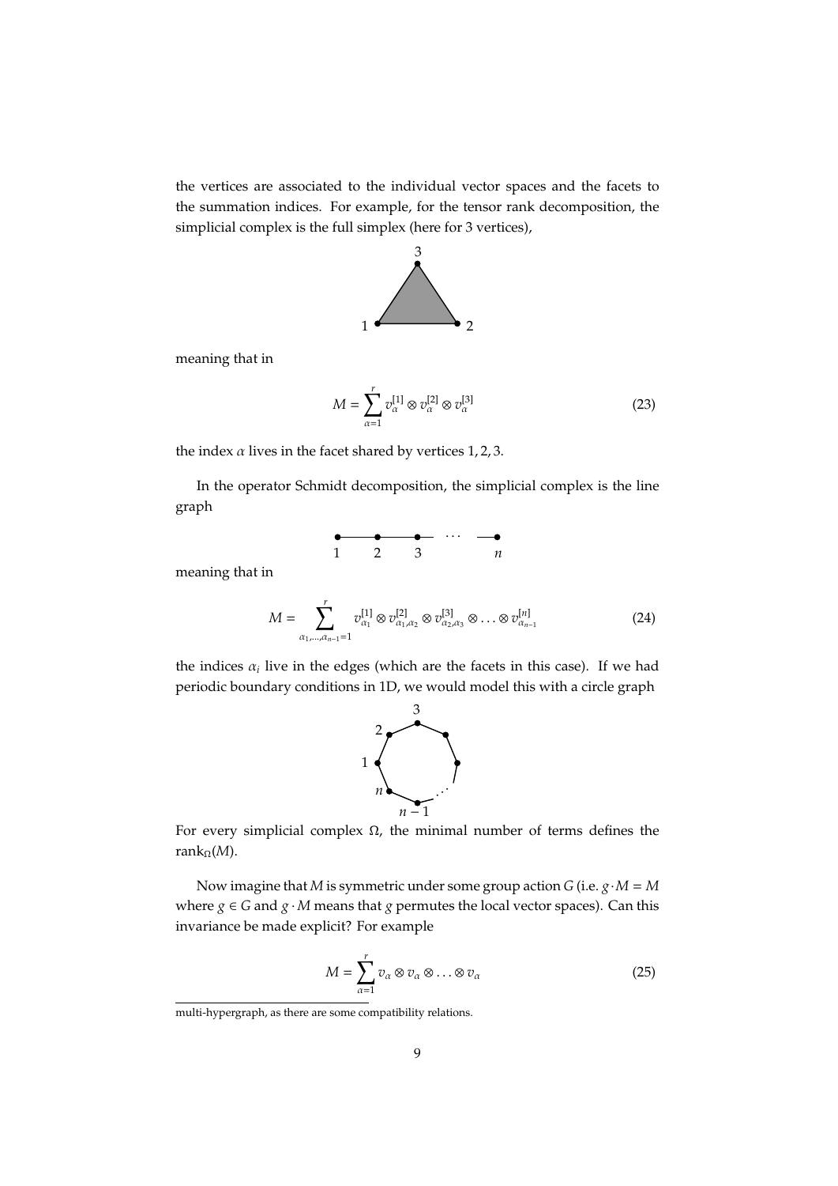the vertices are associated to the individual vector spaces and the facets to the summation indices. For example, for the tensor rank decomposition, the simplicial complex is the full simplex (here for 3 vertices),

meaning that in

$$M = \sum_{\alpha=1}^{r} v_\alpha^{[1]} \otimes v_\alpha^{[2]} \otimes v_\alpha^{[3]} \tag{23}$$

the index $\alpha$ lives in the facet shared by vertices $1, 2, 3$.

In the operator Schmidt decomposition, the simplicial complex is the line graph

meaning that in

$$M = \sum_{\alpha_1,\ldots,\alpha_{n-1}=1}^{r} v_{\alpha_1}^{[1]} \otimes v_{\alpha_1,\alpha_2}^{[2]} \otimes v_{\alpha_2,\alpha_3}^{[3]} \otimes \ldots \otimes v_{\alpha_{n-1}}^{[n]} \tag{24}$$

the indices $\alpha_i$ live in the edges (which are the facets in this case). If we had periodic boundary conditions in 1D, we would model this with a circle graph

For every simplicial complex $\Omega$, the minimal number of terms defines the $\text{rank}_\Omega(M)$.

Now imagine that $M$ is symmetric under some group action $G$ (i.e. $g \cdot M = M$ where $g \in G$ and $g \cdot M$ means that $g$ permutes the local vector spaces). Can this invariance be made explicit? For example

$$M = \sum_{\alpha=1}^{r} v_\alpha \otimes v_\alpha \otimes \ldots \otimes v_\alpha \tag{25}$$

multi-hypergraph, as there are some compatibility relations.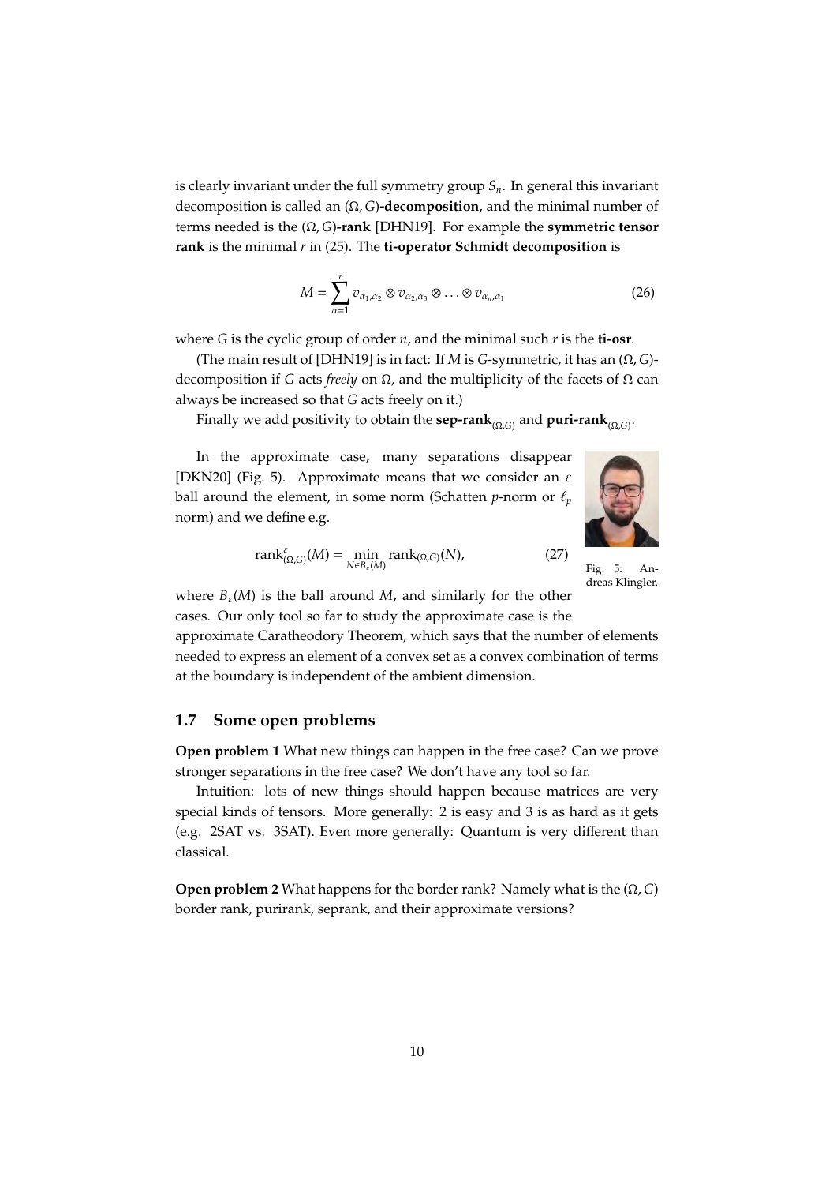is clearly invariant under the full symmetry group $S_n$. In general this invariant decomposition is called an $(\Omega, G)$**-decomposition**, and the minimal number of terms needed is the $(\Omega, G)$**-rank** [DHN19]. For example the **symmetric tensor rank** is the minimal $r$ in (25). The **ti-operator Schmidt decomposition** is

$$M = \sum_{\alpha=1}^{r} v_{\alpha_1,\alpha_2} \otimes v_{\alpha_2,\alpha_3} \otimes \ldots \otimes v_{\alpha_n,\alpha_1} \tag{26}$$

where $G$ is the cyclic group of order $n$, and the minimal such $r$ is the **ti-osr**.

(The main result of [DHN19] is in fact: If $M$ is $G$-symmetric, it has an $(\Omega, G)$-decomposition if $G$ acts *freely* on $\Omega$, and the multiplicity of the facets of $\Omega$ can always be increased so that $G$ acts freely on it.)

Finally we add positivity to obtain the $\textbf{sep-rank}_{(\Omega,G)}$ and $\textbf{puri-rank}_{(\Omega,G)}$.

In the approximate case, many separations disappear [DKN20] (Fig. 5). Approximate means that we consider an $\varepsilon$ ball around the element, in some norm (Schatten $p$-norm or $\ell_p$ norm) and we define e.g.

$$\text{rank}^{\varepsilon}_{(\Omega,G)}(M) = \min_{N \in B_\varepsilon(M)} \text{rank}_{(\Omega,G)}(N), \tag{27}$$

Fig. 5: Andreas Klingler.

where $B_\varepsilon(M)$ is the ball around $M$, and similarly for the other cases. Our only tool so far to study the approximate case is the approximate Caratheodory Theorem, which says that the number of elements needed to express an element of a convex set as a convex combination of terms at the boundary is independent of the ambient dimension.

### 1.7 Some open problems

**Open problem 1** What new things can happen in the free case? Can we prove stronger separations in the free case? We don't have any tool so far.

Intuition: lots of new things should happen because matrices are very special kinds of tensors. More generally: 2 is easy and 3 is as hard as it gets (e.g. 2SAT vs. 3SAT). Even more generally: Quantum is very different than classical.

**Open problem 2** What happens for the border rank? Namely what is the $(\Omega, G)$ border rank, purirank, seprank, and their approximate versions?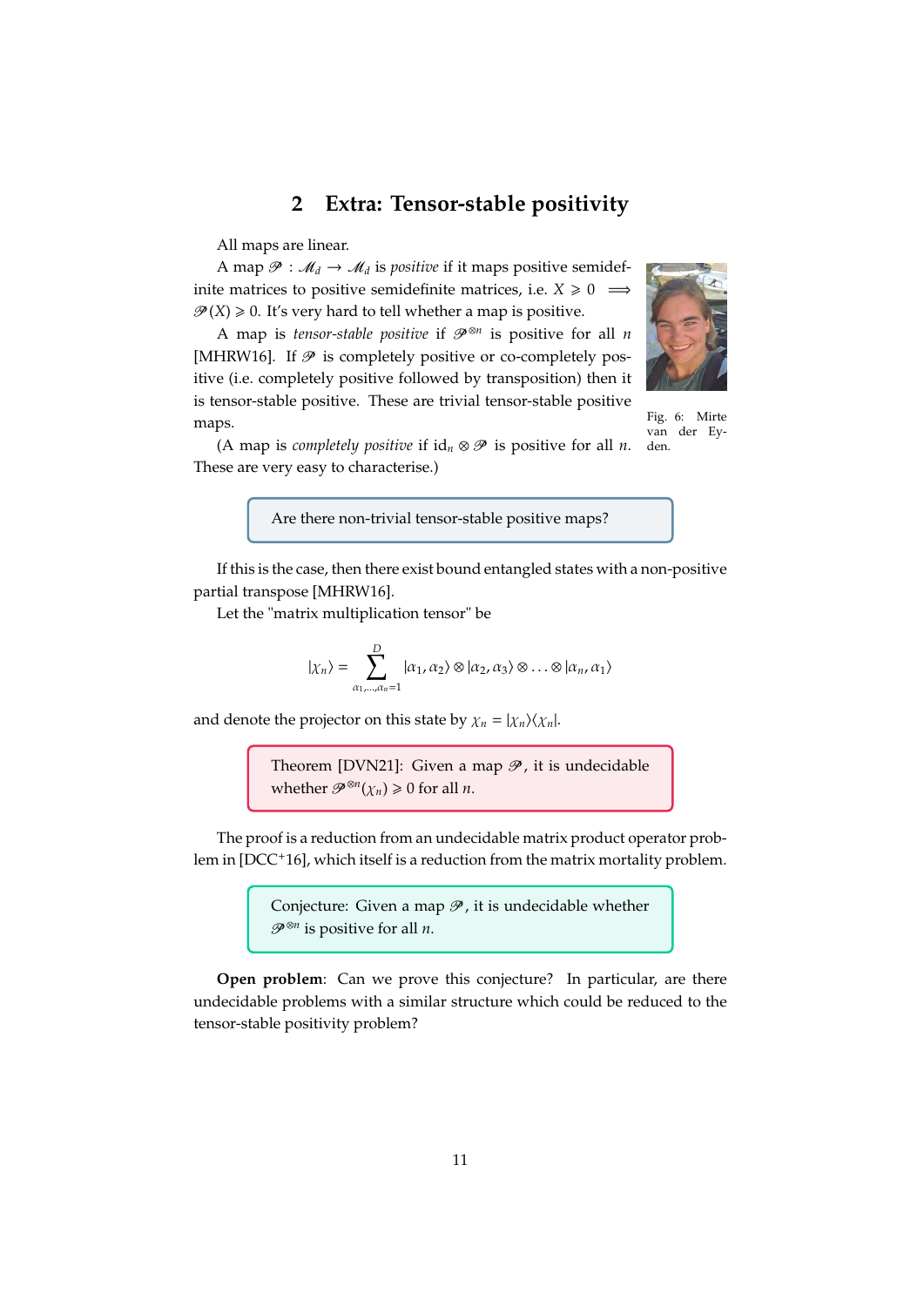## 2 Extra: Tensor-stable positivity

All maps are linear.

A map $\mathscr{P} : \mathscr{M}_d \to \mathscr{M}_d$ is *positive* if it maps positive semidefinite matrices to positive semidefinite matrices, i.e. $X \geqslant 0 \implies \mathscr{P}(X) \geqslant 0$. It's very hard to tell whether a map is positive.

A map is *tensor-stable positive* if $\mathscr{P}^{\otimes n}$ is positive for all $n$ [MHRW16]. If $\mathscr{P}$ is completely positive or co-completely positive (i.e. completely positive followed by transposition) then it is tensor-stable positive. These are trivial tensor-stable positive maps.

(A map is *completely positive* if $\mathrm{id}_n \otimes \mathscr{P}$ is positive for all $n$. These are very easy to characterise.)

Fig. 6: Mirte van der Eyden.

> Are there non-trivial tensor-stable positive maps?

If this is the case, then there exist bound entangled states with a non-positive partial transpose [MHRW16].

Let the "matrix multiplication tensor" be

$$|\chi_n\rangle = \sum_{\alpha_1,\ldots,\alpha_n=1}^{D} |\alpha_1, \alpha_2\rangle \otimes |\alpha_2, \alpha_3\rangle \otimes \ldots \otimes |\alpha_n, \alpha_1\rangle$$

and denote the projector on this state by $\chi_n = |\chi_n\rangle\langle\chi_n|$.

> Theorem [DVN21]: Given a map $\mathscr{P}$, it is undecidable whether $\mathscr{P}^{\otimes n}(\chi_n) \geqslant 0$ for all $n$.

The proof is a reduction from an undecidable matrix product operator problem in [DCC+16], which itself is a reduction from the matrix mortality problem.

> Conjecture: Given a map $\mathscr{P}$, it is undecidable whether $\mathscr{P}^{\otimes n}$ is positive for all $n$.

**Open problem**: Can we prove this conjecture? In particular, are there undecidable problems with a similar structure which could be reduced to the tensor-stable positivity problem?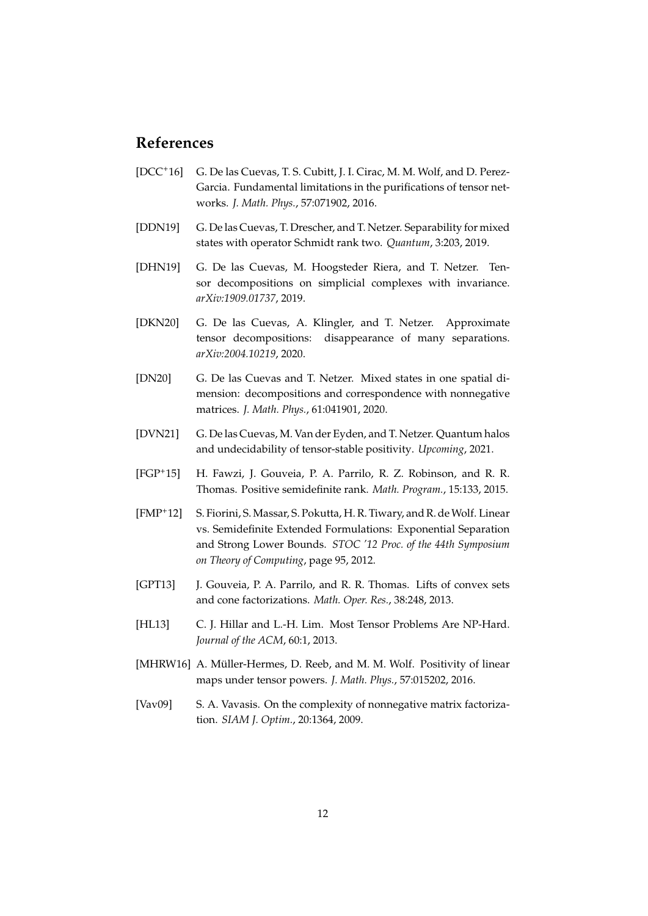## References

[DCC+16] G. De las Cuevas, T. S. Cubitt, J. I. Cirac, M. M. Wolf, and D. Perez-Garcia. Fundamental limitations in the purifications of tensor networks. *J. Math. Phys.*, 57:071902, 2016.

[DDN19] G. De las Cuevas, T. Drescher, and T. Netzer. Separability for mixed states with operator Schmidt rank two. *Quantum*, 3:203, 2019.

[DHN19] G. De las Cuevas, M. Hoogsteder Riera, and T. Netzer. Tensor decompositions on simplicial complexes with invariance. *arXiv:1909.01737*, 2019.

[DKN20] G. De las Cuevas, A. Klingler, and T. Netzer. Approximate tensor decompositions: disappearance of many separations. *arXiv:2004.10219*, 2020.

[DN20] G. De las Cuevas and T. Netzer. Mixed states in one spatial dimension: decompositions and correspondence with nonnegative matrices. *J. Math. Phys.*, 61:041901, 2020.

[DVN21] G. De las Cuevas, M. Van der Eyden, and T. Netzer. Quantum halos and undecidability of tensor-stable positivity. *Upcoming*, 2021.

[FGP+15] H. Fawzi, J. Gouveia, P. A. Parrilo, R. Z. Robinson, and R. R. Thomas. Positive semidefinite rank. *Math. Program.*, 15:133, 2015.

[FMP+12] S. Fiorini, S. Massar, S. Pokutta, H. R. Tiwary, and R. de Wolf. Linear vs. Semidefinite Extended Formulations: Exponential Separation and Strong Lower Bounds. *STOC '12 Proc. of the 44th Symposium on Theory of Computing*, page 95, 2012.

[GPT13] J. Gouveia, P. A. Parrilo, and R. R. Thomas. Lifts of convex sets and cone factorizations. *Math. Oper. Res.*, 38:248, 2013.

[HL13] C. J. Hillar and L.-H. Lim. Most Tensor Problems Are NP-Hard. *Journal of the ACM*, 60:1, 2013.

[MHRW16] A. Müller-Hermes, D. Reeb, and M. M. Wolf. Positivity of linear maps under tensor powers. *J. Math. Phys.*, 57:015202, 2016.

[Vav09] S. A. Vavasis. On the complexity of nonnegative matrix factorization. *SIAM J. Optim.*, 20:1364, 2009.